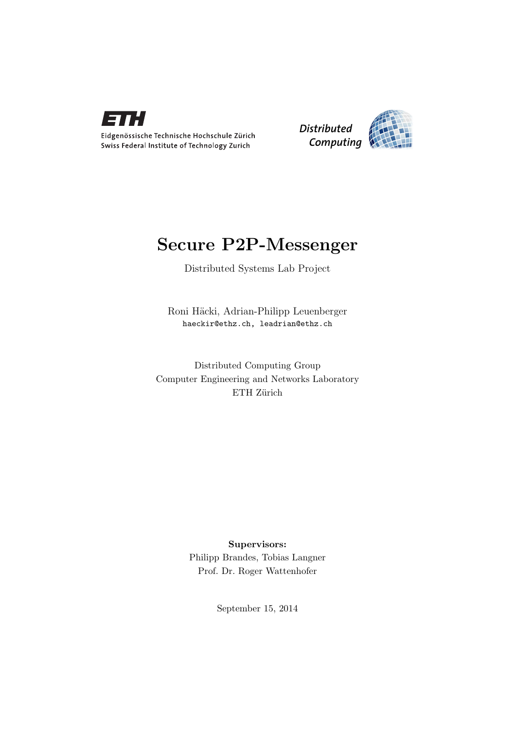ETH

Eidgenössische Technische Hochschule Zürich
Swiss Federal Institute of Technology Zurich

Distributed Computing

# Secure P2P-Messenger

Distributed Systems Lab Project

Roni Häcki, Adrian-Philipp Leuenberger
haeckir@ethz.ch, leadrian@ethz.ch

Distributed Computing Group
Computer Engineering and Networks Laboratory
ETH Zürich

**Supervisors:**
Philipp Brandes, Tobias Langner
Prof. Dr. Roger Wattenhofer

September 15, 2014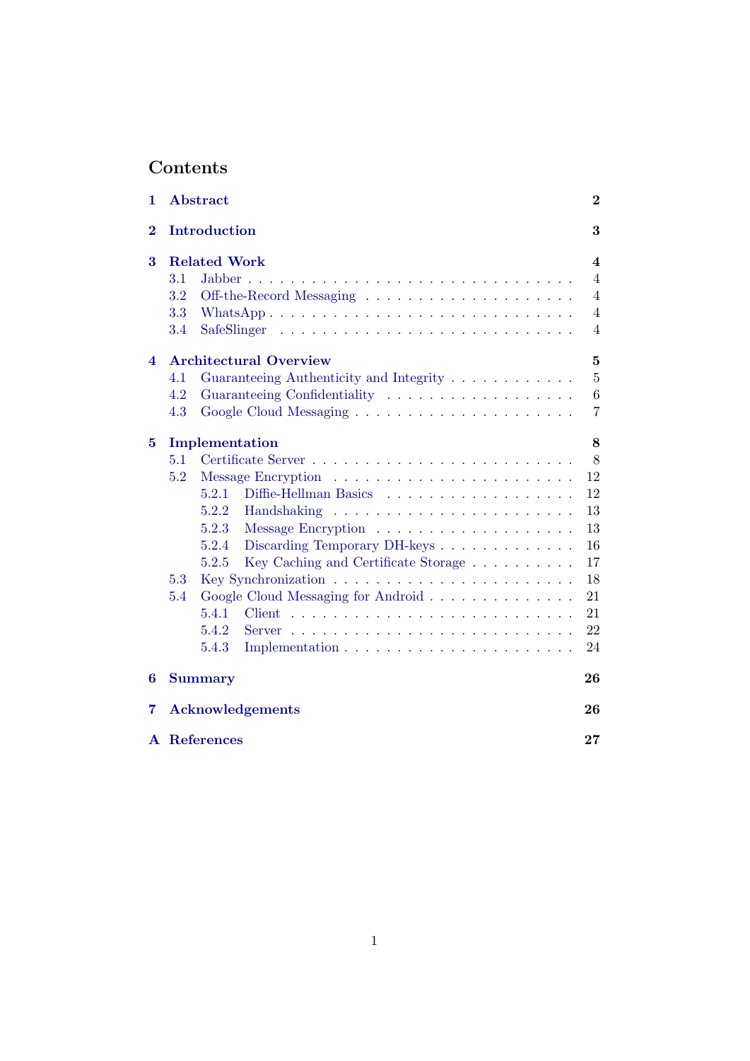# Contents

**1 Abstract** **2**

**2 Introduction** **3**

**3 Related Work** **4**
- 3.1 Jabber . . . . . 4
- 3.2 Off-the-Record Messaging . . . . . 4
- 3.3 WhatsApp . . . . . 4
- 3.4 SafeSlinger . . . . . 4

**4 Architectural Overview** **5**
- 4.1 Guaranteeing Authenticity and Integrity . . . . . 5
- 4.2 Guaranteeing Confidentiality . . . . . 6
- 4.3 Google Cloud Messaging . . . . . 7

**5 Implementation** **8**
- 5.1 Certificate Server . . . . . 8
- 5.2 Message Encryption . . . . . 12
  - 5.2.1 Diffie-Hellman Basics . . . . . 12
  - 5.2.2 Handshaking . . . . . 13
  - 5.2.3 Message Encryption . . . . . 13
  - 5.2.4 Discarding Temporary DH-keys . . . . . 16
  - 5.2.5 Key Caching and Certificate Storage . . . . . 17
- 5.3 Key Synchronization . . . . . 18
- 5.4 Google Cloud Messaging for Android . . . . . 21
  - 5.4.1 Client . . . . . 21
  - 5.4.2 Server . . . . . 22
  - 5.4.3 Implementation . . . . . 24

**6 Summary** **26**

**7 Acknowledgements** **26**

**A References** **27**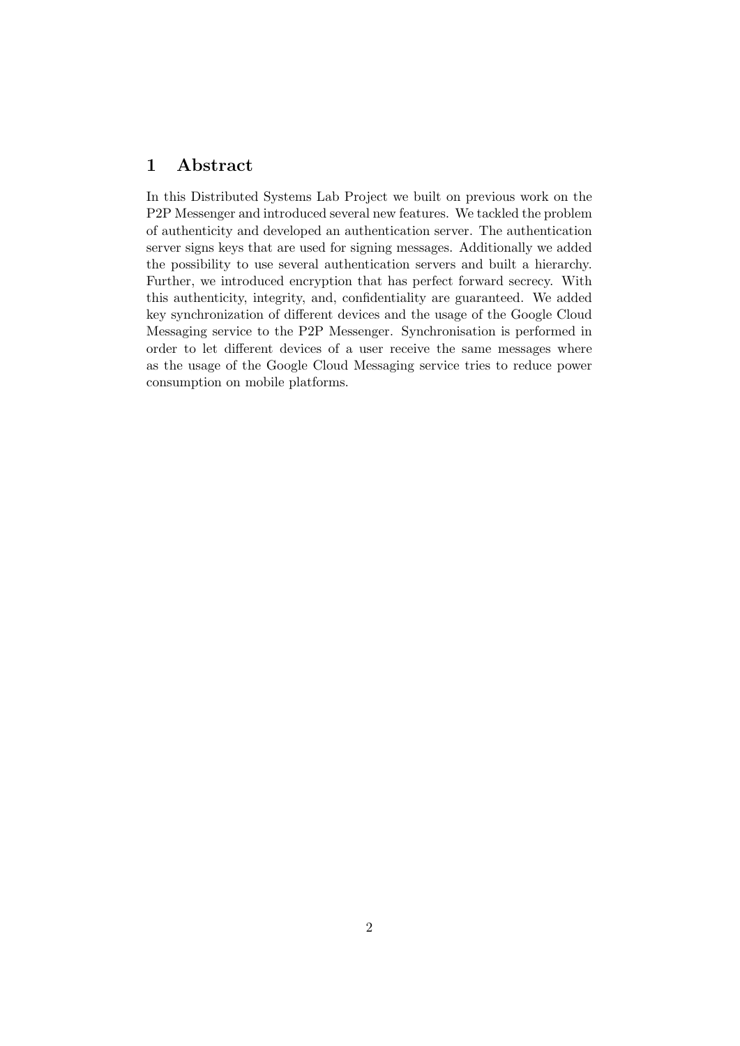# 1 Abstract

In this Distributed Systems Lab Project we built on previous work on the P2P Messenger and introduced several new features. We tackled the problem of authenticity and developed an authentication server. The authentication server signs keys that are used for signing messages. Additionally we added the possibility to use several authentication servers and built a hierarchy. Further, we introduced encryption that has perfect forward secrecy. With this authenticity, integrity, and, confidentiality are guaranteed. We added key synchronization of different devices and the usage of the Google Cloud Messaging service to the P2P Messenger. Synchronisation is performed in order to let different devices of a user receive the same messages where as the usage of the Google Cloud Messaging service tries to reduce power consumption on mobile platforms.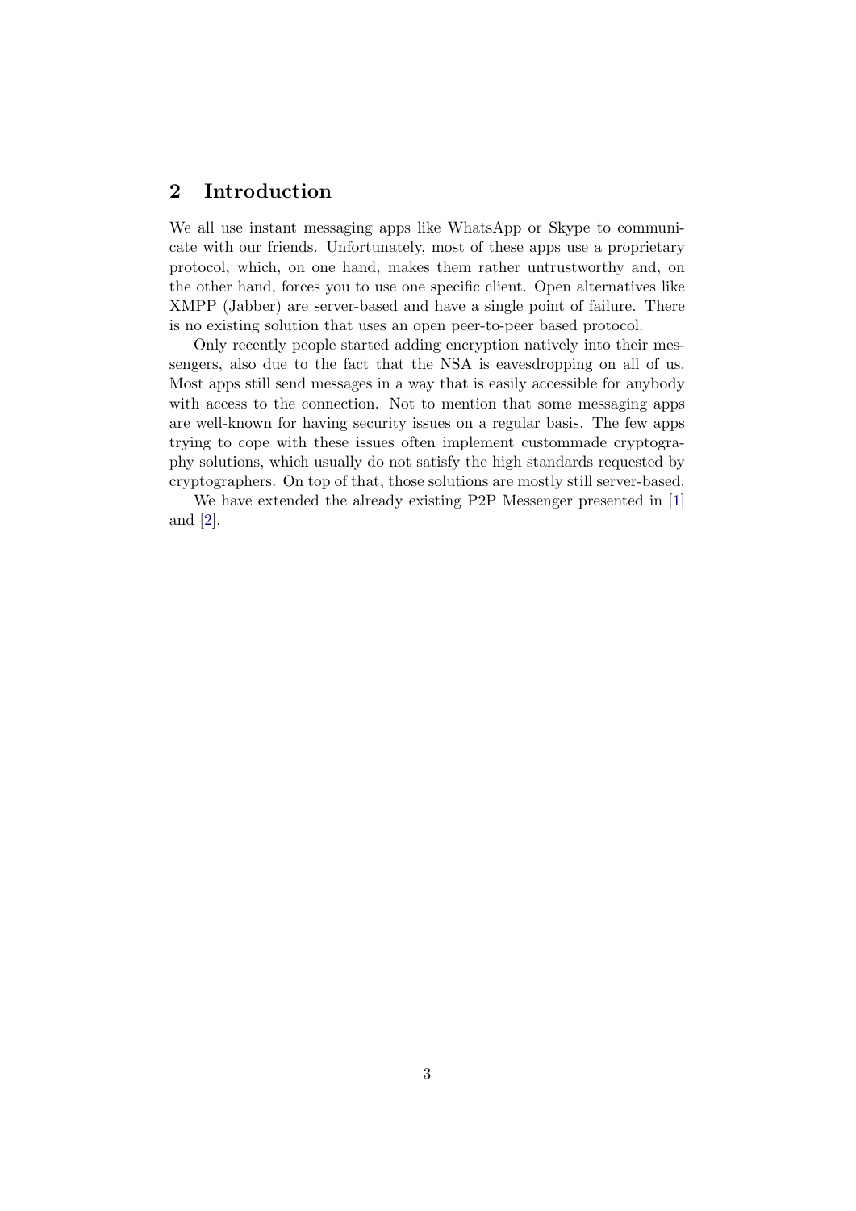## 2 Introduction

We all use instant messaging apps like WhatsApp or Skype to communicate with our friends. Unfortunately, most of these apps use a proprietary protocol, which, on one hand, makes them rather untrustworthy and, on the other hand, forces you to use one specific client. Open alternatives like XMPP (Jabber) are server-based and have a single point of failure. There is no existing solution that uses an open peer-to-peer based protocol.

Only recently people started adding encryption natively into their messengers, also due to the fact that the NSA is eavesdropping on all of us. Most apps still send messages in a way that is easily accessible for anybody with access to the connection. Not to mention that some messaging apps are well-known for having security issues on a regular basis. The few apps trying to cope with these issues often implement custommade cryptography solutions, which usually do not satisfy the high standards requested by cryptographers. On top of that, those solutions are mostly still server-based.

We have extended the already existing P2P Messenger presented in [1] and [2].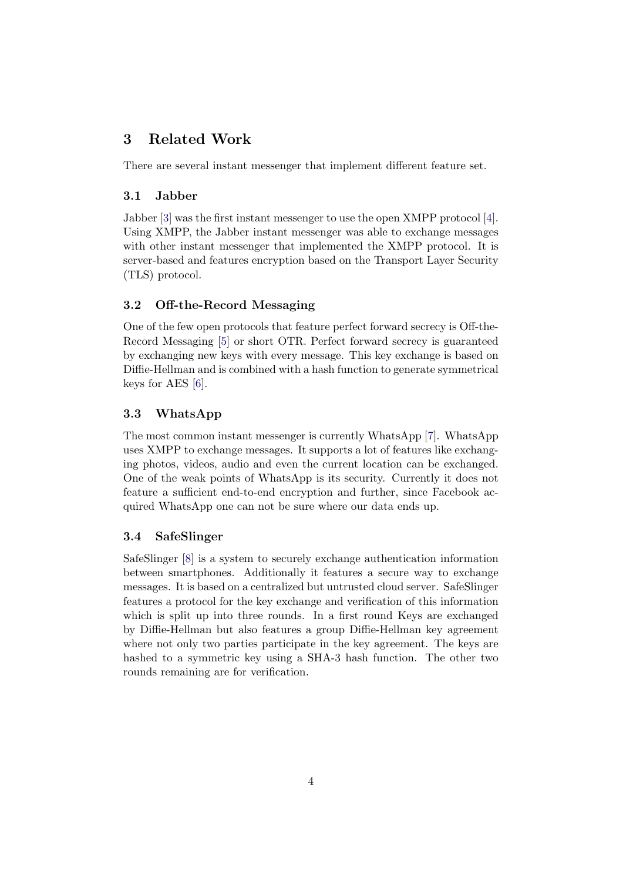# 3 Related Work

There are several instant messenger that implement different feature set.

## 3.1 Jabber

Jabber [3] was the first instant messenger to use the open XMPP protocol [4]. Using XMPP, the Jabber instant messenger was able to exchange messages with other instant messenger that implemented the XMPP protocol. It is server-based and features encryption based on the Transport Layer Security (TLS) protocol.

## 3.2 Off-the-Record Messaging

One of the few open protocols that feature perfect forward secrecy is Off-the-Record Messaging [5] or short OTR. Perfect forward secrecy is guaranteed by exchanging new keys with every message. This key exchange is based on Diffie-Hellman and is combined with a hash function to generate symmetrical keys for AES [6].

## 3.3 WhatsApp

The most common instant messenger is currently WhatsApp [7]. WhatsApp uses XMPP to exchange messages. It supports a lot of features like exchanging photos, videos, audio and even the current location can be exchanged. One of the weak points of WhatsApp is its security. Currently it does not feature a sufficient end-to-end encryption and further, since Facebook acquired WhatsApp one can not be sure where our data ends up.

## 3.4 SafeSlinger

SafeSlinger [8] is a system to securely exchange authentication information between smartphones. Additionally it features a secure way to exchange messages. It is based on a centralized but untrusted cloud server. SafeSlinger features a protocol for the key exchange and verification of this information which is split up into three rounds. In a first round Keys are exchanged by Diffie-Hellman but also features a group Diffie-Hellman key agreement where not only two parties participate in the key agreement. The keys are hashed to a symmetric key using a SHA-3 hash function. The other two rounds remaining are for verification.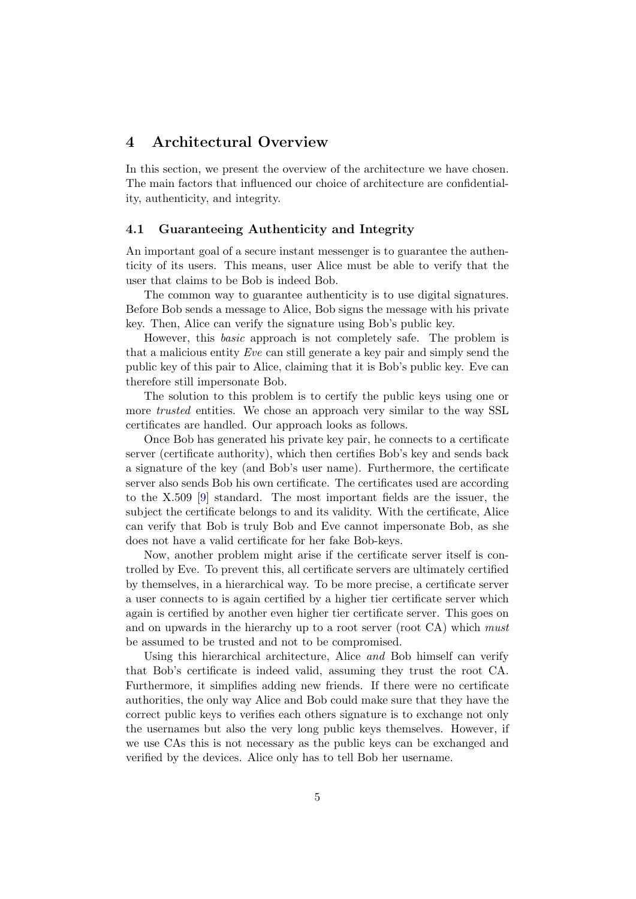## 4 Architectural Overview

In this section, we present the overview of the architecture we have chosen. The main factors that influenced our choice of architecture are confidentiality, authenticity, and integrity.

### 4.1 Guaranteeing Authenticity and Integrity

An important goal of a secure instant messenger is to guarantee the authenticity of its users. This means, user Alice must be able to verify that the user that claims to be Bob is indeed Bob.

The common way to guarantee authenticity is to use digital signatures. Before Bob sends a message to Alice, Bob signs the message with his private key. Then, Alice can verify the signature using Bob's public key.

However, this *basic* approach is not completely safe. The problem is that a malicious entity *Eve* can still generate a key pair and simply send the public key of this pair to Alice, claiming that it is Bob's public key. Eve can therefore still impersonate Bob.

The solution to this problem is to certify the public keys using one or more *trusted* entities. We chose an approach very similar to the way SSL certificates are handled. Our approach looks as follows.

Once Bob has generated his private key pair, he connects to a certificate server (certificate authority), which then certifies Bob's key and sends back a signature of the key (and Bob's user name). Furthermore, the certificate server also sends Bob his own certificate. The certificates used are according to the X.509 [9] standard. The most important fields are the issuer, the subject the certificate belongs to and its validity. With the certificate, Alice can verify that Bob is truly Bob and Eve cannot impersonate Bob, as she does not have a valid certificate for her fake Bob-keys.

Now, another problem might arise if the certificate server itself is controlled by Eve. To prevent this, all certificate servers are ultimately certified by themselves, in a hierarchical way. To be more precise, a certificate server a user connects to is again certified by a higher tier certificate server which again is certified by another even higher tier certificate server. This goes on and on upwards in the hierarchy up to a root server (root CA) which *must* be assumed to be trusted and not to be compromised.

Using this hierarchical architecture, Alice *and* Bob himself can verify that Bob's certificate is indeed valid, assuming they trust the root CA. Furthermore, it simplifies adding new friends. If there were no certificate authorities, the only way Alice and Bob could make sure that they have the correct public keys to verifies each others signature is to exchange not only the usernames but also the very long public keys themselves. However, if we use CAs this is not necessary as the public keys can be exchanged and verified by the devices. Alice only has to tell Bob her username.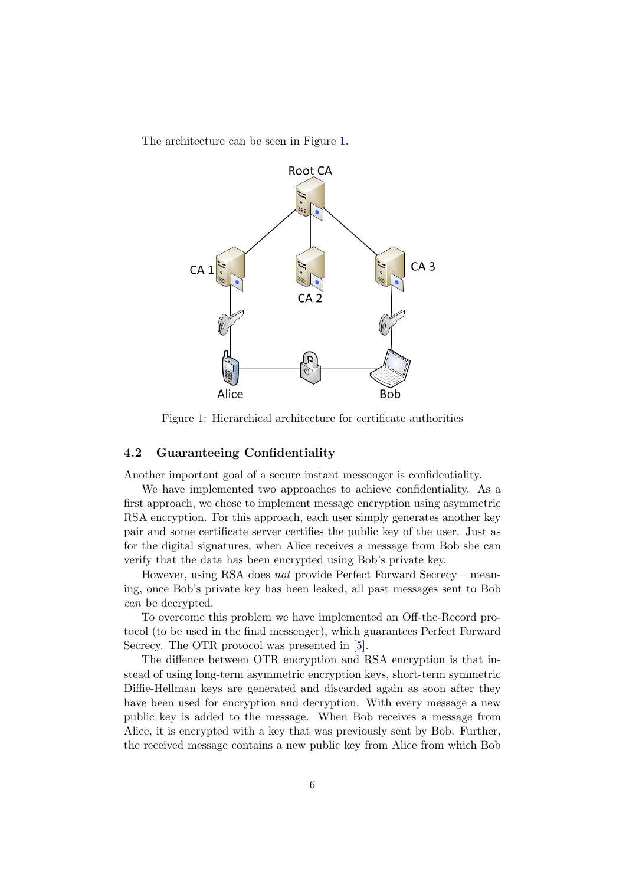The architecture can be seen in Figure 1.

Root CA

CA 1

CA 2

CA 3

Alice

Bob

Figure 1: Hierarchical architecture for certificate authorities

### 4.2 Guaranteeing Confidentiality

Another important goal of a secure instant messenger is confidentiality.

We have implemented two approaches to achieve confidentiality. As a first approach, we chose to implement message encryption using asymmetric RSA encryption. For this approach, each user simply generates another key pair and some certificate server certifies the public key of the user. Just as for the digital signatures, when Alice receives a message from Bob she can verify that the data has been encrypted using Bob's private key.

However, using RSA does *not* provide Perfect Forward Secrecy – meaning, once Bob's private key has been leaked, all past messages sent to Bob *can* be decrypted.

To overcome this problem we have implemented an Off-the-Record protocol (to be used in the final messenger), which guarantees Perfect Forward Secrecy. The OTR protocol was presented in [5].

The diffence between OTR encryption and RSA encryption is that instead of using long-term asymmetric encryption keys, short-term symmetric Diffie-Hellman keys are generated and discarded again as soon after they have been used for encryption and decryption. With every message a new public key is added to the message. When Bob receives a message from Alice, it is encrypted with a key that was previously sent by Bob. Further, the received message contains a new public key from Alice from which Bob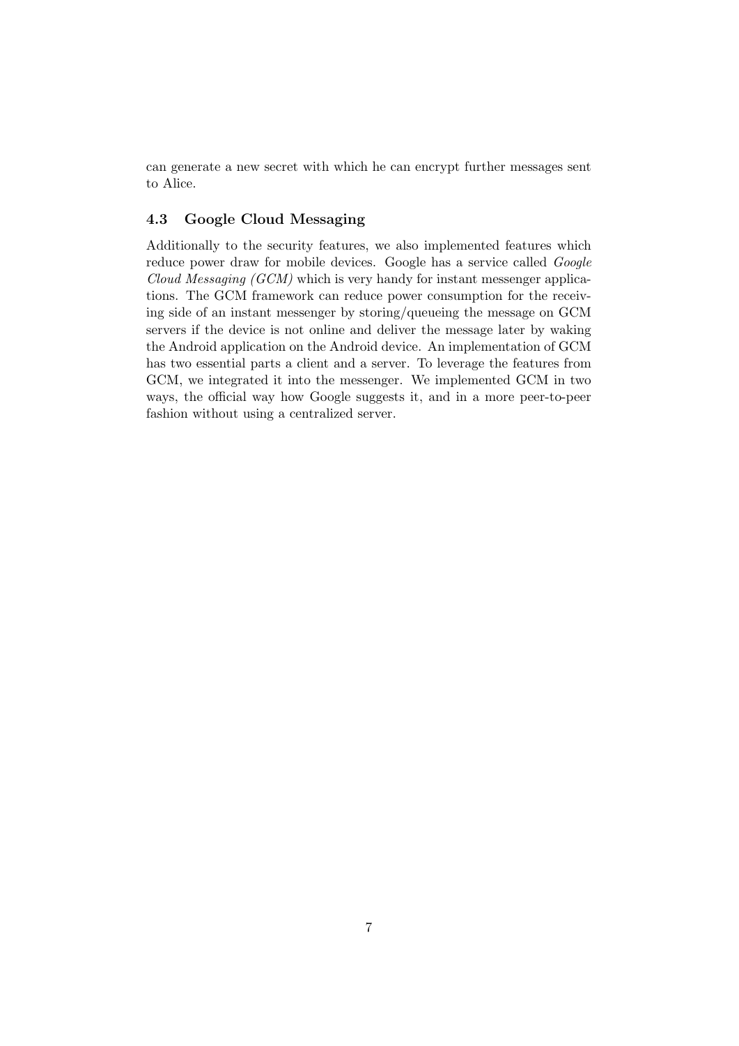can generate a new secret with which he can encrypt further messages sent to Alice.

### 4.3 Google Cloud Messaging

Additionally to the security features, we also implemented features which reduce power draw for mobile devices. Google has a service called *Google Cloud Messaging (GCM)* which is very handy for instant messenger applications. The GCM framework can reduce power consumption for the receiving side of an instant messenger by storing/queueing the message on GCM servers if the device is not online and deliver the message later by waking the Android application on the Android device. An implementation of GCM has two essential parts a client and a server. To leverage the features from GCM, we integrated it into the messenger. We implemented GCM in two ways, the official way how Google suggests it, and in a more peer-to-peer fashion without using a centralized server.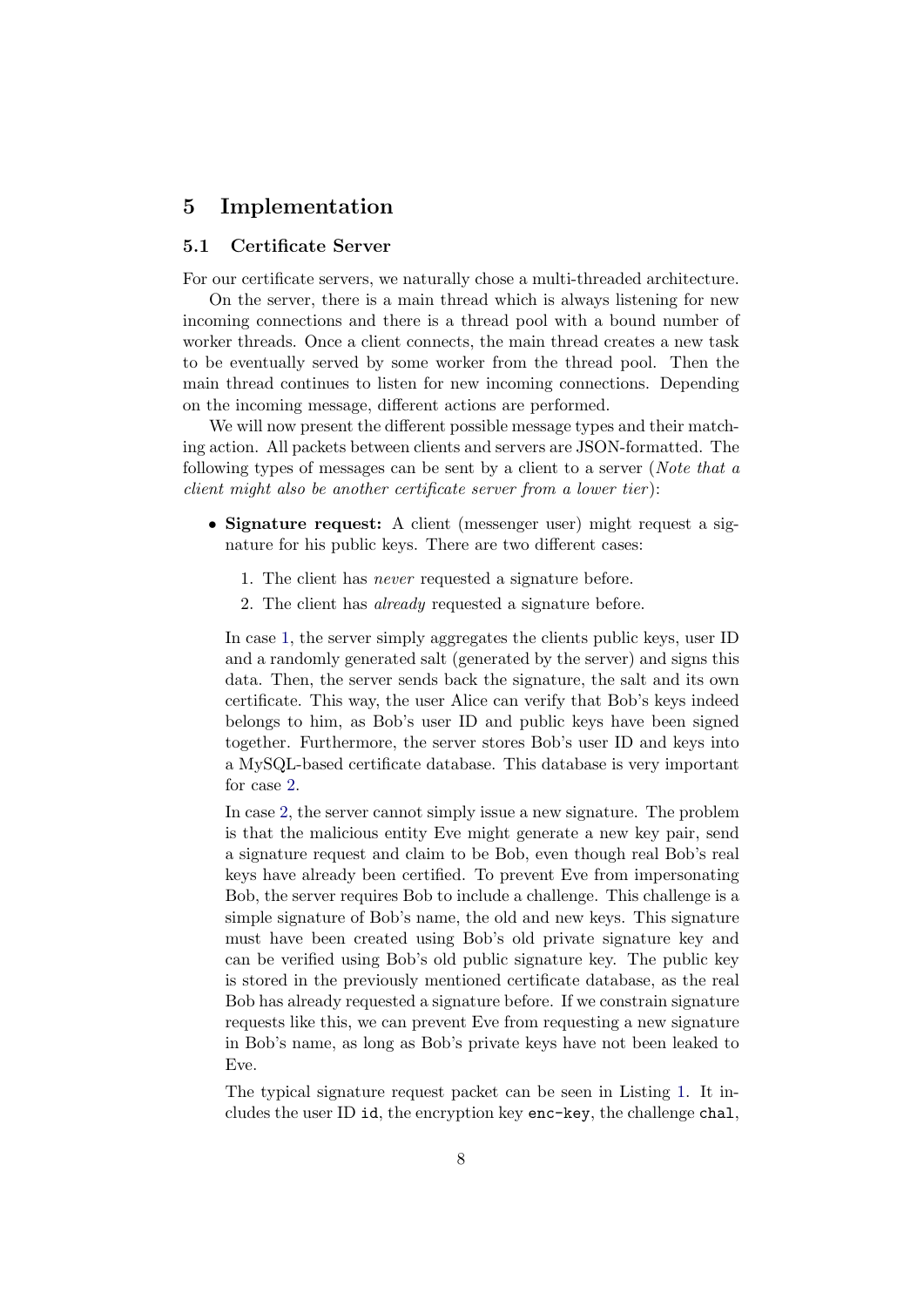# 5 Implementation

## 5.1 Certificate Server

For our certificate servers, we naturally chose a multi-threaded architecture.

On the server, there is a main thread which is always listening for new incoming connections and there is a thread pool with a bound number of worker threads. Once a client connects, the main thread creates a new task to be eventually served by some worker from the thread pool. Then the main thread continues to listen for new incoming connections. Depending on the incoming message, different actions are performed.

We will now present the different possible message types and their matching action. All packets between clients and servers are JSON-formatted. The following types of messages can be sent by a client to a server (*Note that a client might also be another certificate server from a lower tier*):

- **Signature request:** A client (messenger user) might request a signature for his public keys. There are two different cases:

  1. The client has *never* requested a signature before.
  2. The client has *already* requested a signature before.

  In case 1, the server simply aggregates the clients public keys, user ID and a randomly generated salt (generated by the server) and signs this data. Then, the server sends back the signature, the salt and its own certificate. This way, the user Alice can verify that Bob's keys indeed belongs to him, as Bob's user ID and public keys have been signed together. Furthermore, the server stores Bob's user ID and keys into a MySQL-based certificate database. This database is very important for case 2.

  In case 2, the server cannot simply issue a new signature. The problem is that the malicious entity Eve might generate a new key pair, send a signature request and claim to be Bob, even though real Bob's real keys have already been certified. To prevent Eve from impersonating Bob, the server requires Bob to include a challenge. This challenge is a simple signature of Bob's name, the old and new keys. This signature must have been created using Bob's old private signature key and can be verified using Bob's old public signature key. The public key is stored in the previously mentioned certificate database, as the real Bob has already requested a signature before. If we constrain signature requests like this, we can prevent Eve from requesting a new signature in Bob's name, as long as Bob's private keys have not been leaked to Eve.

  The typical signature request packet can be seen in Listing 1. It includes the user ID `id`, the encryption key `enc-key`, the challenge `chal`,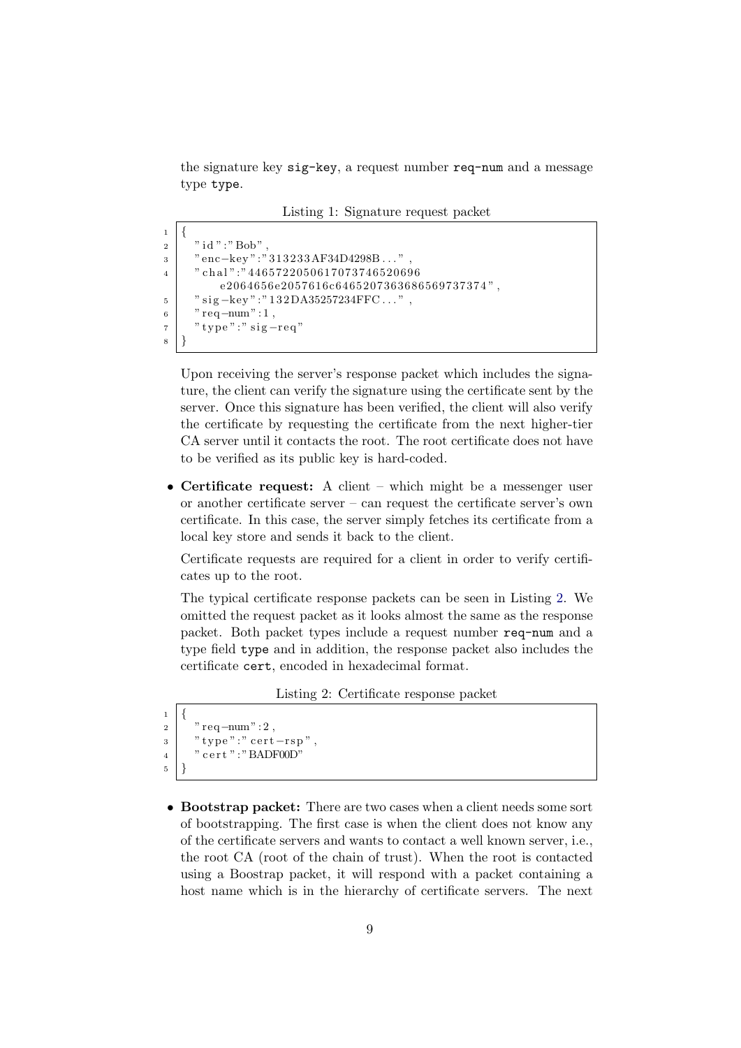the signature key `sig-key`, a request number `req-num` and a message type `type`.

Listing 1: Signature request packet

```
{
  "id":"Bob",
  "enc-key":"313233AF34D4298B...",
  "chal":"4465722050617073746520696
      e2064656e2057616c6465207363686569737374",
  "sig-key":"132DA35257234FFC...",
  "req-num":1,
  "type":"sig-req"
}
```

Upon receiving the server's response packet which includes the signature, the client can verify the signature using the certificate sent by the server. Once this signature has been verified, the client will also verify the certificate by requesting the certificate from the next higher-tier CA server until it contacts the root. The root certificate does not have to be verified as its public key is hard-coded.

- **Certificate request:** A client – which might be a messenger user or another certificate server – can request the certificate server's own certificate. In this case, the server simply fetches its certificate from a local key store and sends it back to the client.

  Certificate requests are required for a client in order to verify certificates up to the root.

  The typical certificate response packets can be seen in Listing 2. We omitted the request packet as it looks almost the same as the response packet. Both packet types include a request number `req-num` and a type field `type` and in addition, the response packet also includes the certificate `cert`, encoded in hexadecimal format.

Listing 2: Certificate response packet

```
{
  "req-num":2,
  "type":"cert-rsp",
  "cert":"BADF00D"
}
```

- **Bootstrap packet:** There are two cases when a client needs some sort of bootstrapping. The first case is when the client does not know any of the certificate servers and wants to contact a well known server, i.e., the root CA (root of the chain of trust). When the root is contacted using a Boostrap packet, it will respond with a packet containing a host name which is in the hierarchy of certificate servers. The next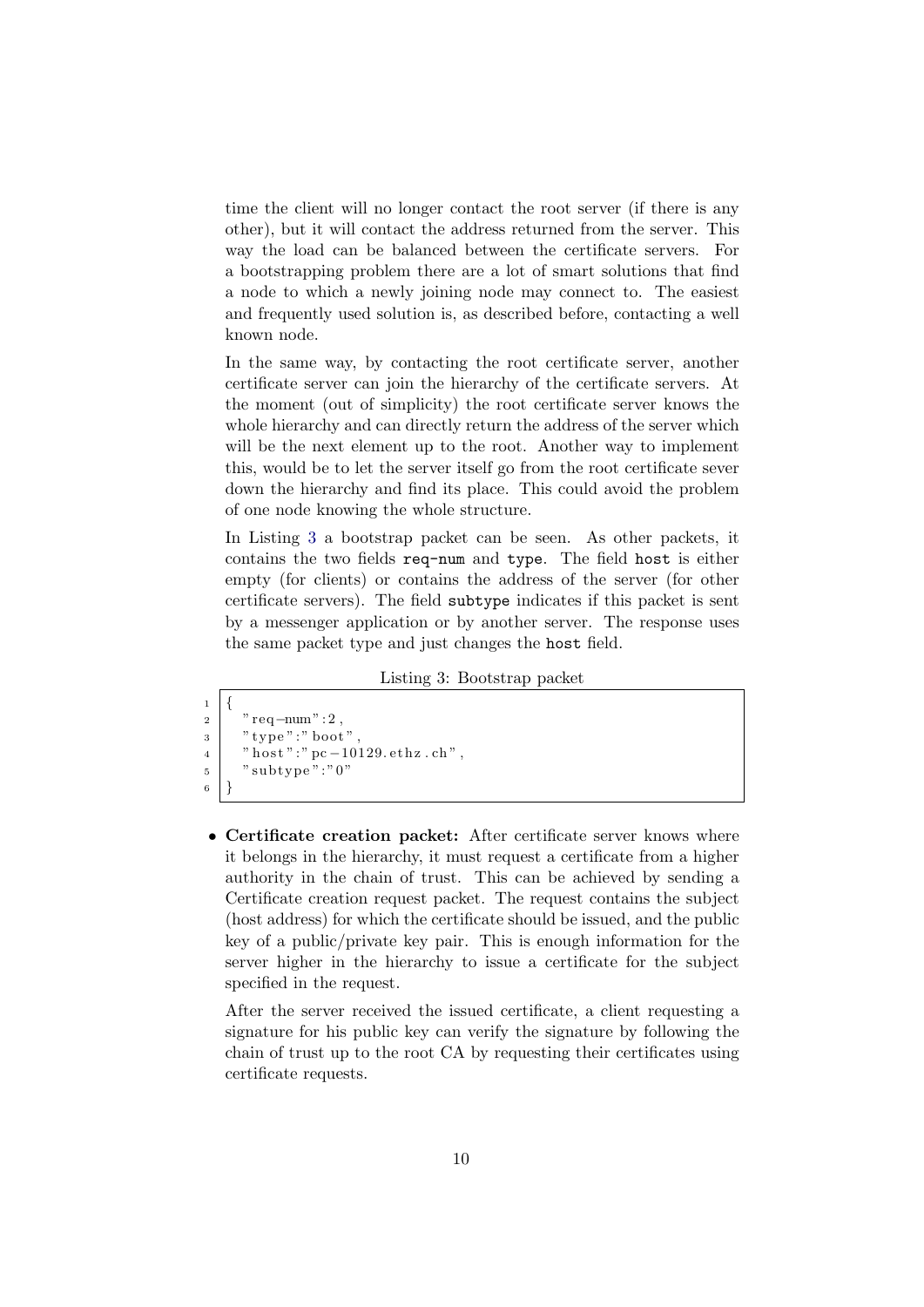time the client will no longer contact the root server (if there is any other), but it will contact the address returned from the server. This way the load can be balanced between the certificate servers. For a bootstrapping problem there are a lot of smart solutions that find a node to which a newly joining node may connect to. The easiest and frequently used solution is, as described before, contacting a well known node.

In the same way, by contacting the root certificate server, another certificate server can join the hierarchy of the certificate servers. At the moment (out of simplicity) the root certificate server knows the whole hierarchy and can directly return the address of the server which will be the next element up to the root. Another way to implement this, would be to let the server itself go from the root certificate sever down the hierarchy and find its place. This could avoid the problem of one node knowing the whole structure.

In Listing 3 a bootstrap packet can be seen. As other packets, it contains the two fields `req-num` and `type`. The field `host` is either empty (for clients) or contains the address of the server (for other certificate servers). The field `subtype` indicates if this packet is sent by a messenger application or by another server. The response uses the same packet type and just changes the `host` field.

Listing 3: Bootstrap packet

```
{
  "req-num":2,
  "type":"boot",
  "host":"pc-10129.ethz.ch",
  "subtype":"0"
}
```

- **Certificate creation packet:** After certificate server knows where it belongs in the hierarchy, it must request a certificate from a higher authority in the chain of trust. This can be achieved by sending a Certificate creation request packet. The request contains the subject (host address) for which the certificate should be issued, and the public key of a public/private key pair. This is enough information for the server higher in the hierarchy to issue a certificate for the subject specified in the request.

  After the server received the issued certificate, a client requesting a signature for his public key can verify the signature by following the chain of trust up to the root CA by requesting their certificates using certificate requests.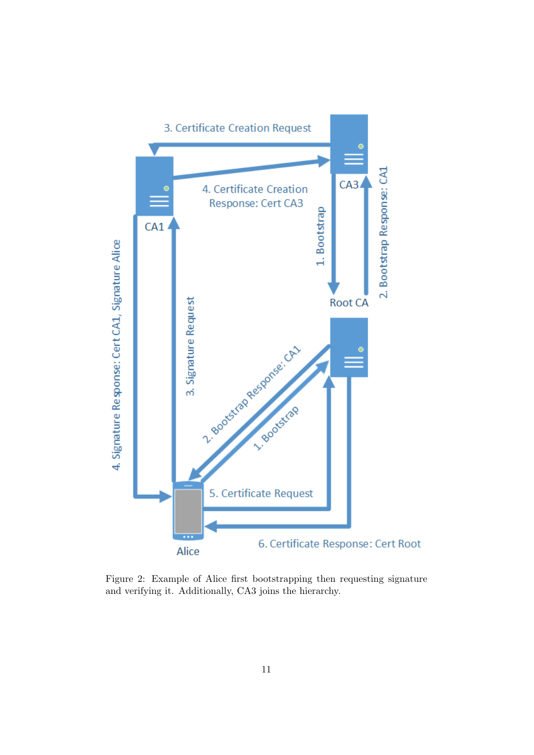3. Certificate Creation Request

4. Certificate Creation Response: Cert CA3

CA3

CA1

1. Bootstrap

2. Bootstrap Response: CA1

Root CA

4. Signature Response: Cert CA1, Signature Alice

3. Signature Request

2. Bootstrap Response: CA1

1. Bootstrap

5. Certificate Request

6. Certificate Response: Cert Root

Alice

Figure 2: Example of Alice first bootstrapping then requesting signature and verifying it. Additionally, CA3 joins the hierarchy.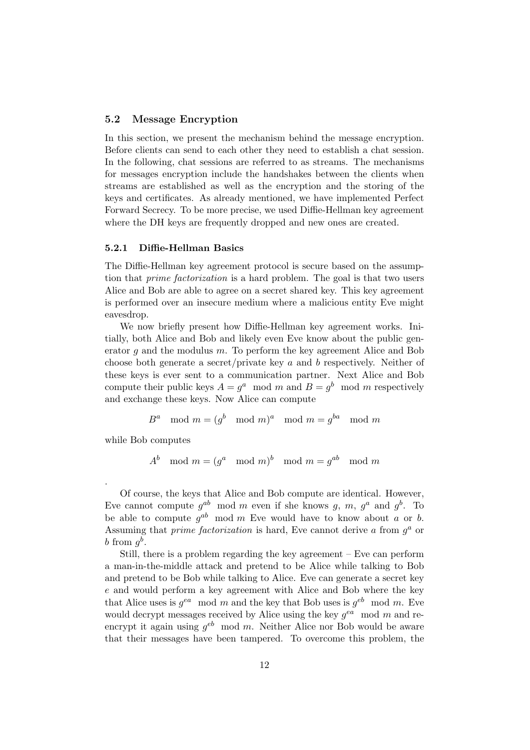### 5.2 Message Encryption

In this section, we present the mechanism behind the message encryption. Before clients can send to each other they need to establish a chat session. In the following, chat sessions are referred to as streams. The mechanisms for messages encryption include the handshakes between the clients when streams are established as well as the encryption and the storing of the keys and certificates. As already mentioned, we have implemented Perfect Forward Secrecy. To be more precise, we used Diffie-Hellman key agreement where the DH keys are frequently dropped and new ones are created.

#### 5.2.1 Diffie-Hellman Basics

The Diffie-Hellman key agreement protocol is secure based on the assumption that *prime factorization* is a hard problem. The goal is that two users Alice and Bob are able to agree on a secret shared key. This key agreement is performed over an insecure medium where a malicious entity Eve might eavesdrop.

We now briefly present how Diffie-Hellman key agreement works. Initially, both Alice and Bob and likely even Eve know about the public generator $g$ and the modulus $m$. To perform the key agreement Alice and Bob choose both generate a secret/private key $a$ and $b$ respectively. Neither of these keys is ever sent to a communication partner. Next Alice and Bob compute their public keys $A = g^a \mod m$ and $B = g^b \mod m$ respectively and exchange these keys. Now Alice can compute

$$B^a \mod m = (g^b \mod m)^a \mod m = g^{ba} \mod m$$

while Bob computes

$$A^b \mod m = (g^a \mod m)^b \mod m = g^{ab} \mod m$$

.

Of course, the keys that Alice and Bob compute are identical. However, Eve cannot compute $g^{ab} \mod m$ even if she knows $g$, $m$, $g^a$ and $g^b$. To be able to compute $g^{ab} \mod m$ Eve would have to know about $a$ or $b$. Assuming that *prime factorization* is hard, Eve cannot derive $a$ from $g^a$ or $b$ from $g^b$.

Still, there is a problem regarding the key agreement – Eve can perform a man-in-the-middle attack and pretend to be Alice while talking to Bob and pretend to be Bob while talking to Alice. Eve can generate a secret key $e$ and would perform a key agreement with Alice and Bob where the key that Alice uses is $g^{ea} \mod m$ and the key that Bob uses is $g^{eb} \mod m$. Eve would decrypt messages received by Alice using the key $g^{ea} \mod m$ and re-encrypt it again using $g^{eb} \mod m$. Neither Alice nor Bob would be aware that their messages have been tampered. To overcome this problem, the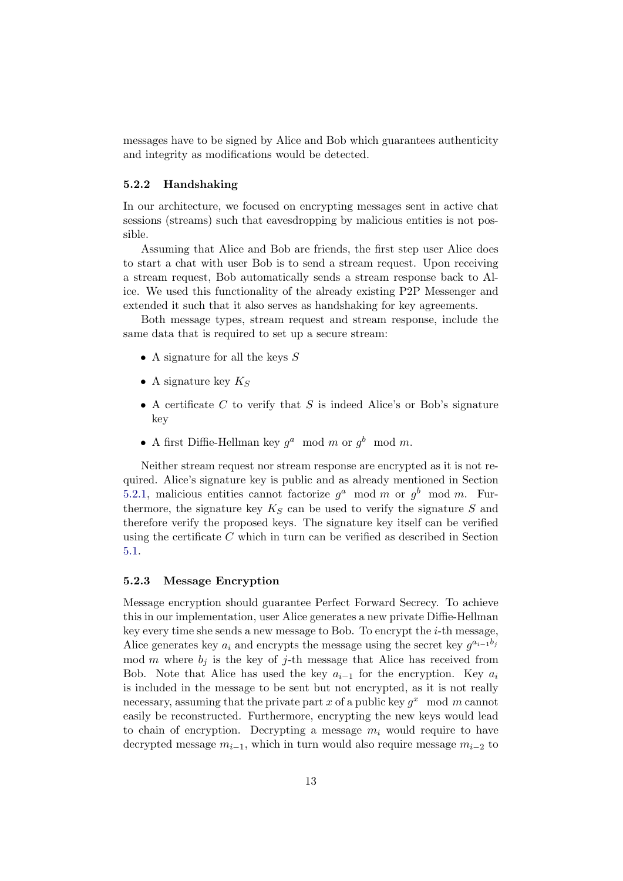messages have to be signed by Alice and Bob which guarantees authenticity and integrity as modifications would be detected.

### 5.2.2 Handshaking

In our architecture, we focused on encrypting messages sent in active chat sessions (streams) such that eavesdropping by malicious entities is not possible.

Assuming that Alice and Bob are friends, the first step user Alice does to start a chat with user Bob is to send a stream request. Upon receiving a stream request, Bob automatically sends a stream response back to Alice. We used this functionality of the already existing P2P Messenger and extended it such that it also serves as handshaking for key agreements.

Both message types, stream request and stream response, include the same data that is required to set up a secure stream:

- A signature for all the keys $S$
- A signature key $K_S$
- A certificate $C$ to verify that $S$ is indeed Alice's or Bob's signature key
- A first Diffie-Hellman key $g^a \mod m$ or $g^b \mod m$.

Neither stream request nor stream response are encrypted as it is not required. Alice's signature key is public and as already mentioned in Section 5.2.1, malicious entities cannot factorize $g^a \mod m$ or $g^b \mod m$. Furthermore, the signature key $K_S$ can be used to verify the signature $S$ and therefore verify the proposed keys. The signature key itself can be verified using the certificate $C$ which in turn can be verified as described in Section 5.1.

### 5.2.3 Message Encryption

Message encryption should guarantee Perfect Forward Secrecy. To achieve this in our implementation, user Alice generates a new private Diffie-Hellman key every time she sends a new message to Bob. To encrypt the $i$-th message, Alice generates key $a_i$ and encrypts the message using the secret key $g^{a_{i-1}b_j} \mod m$ where $b_j$ is the key of $j$-th message that Alice has received from Bob. Note that Alice has used the key $a_{i-1}$ for the encryption. Key $a_i$ is included in the message to be sent but not encrypted, as it is not really necessary, assuming that the private part $x$ of a public key $g^x \mod m$ cannot easily be reconstructed. Furthermore, encrypting the new keys would lead to chain of encryption. Decrypting a message $m_i$ would require to have decrypted message $m_{i-1}$, which in turn would also require message $m_{i-2}$ to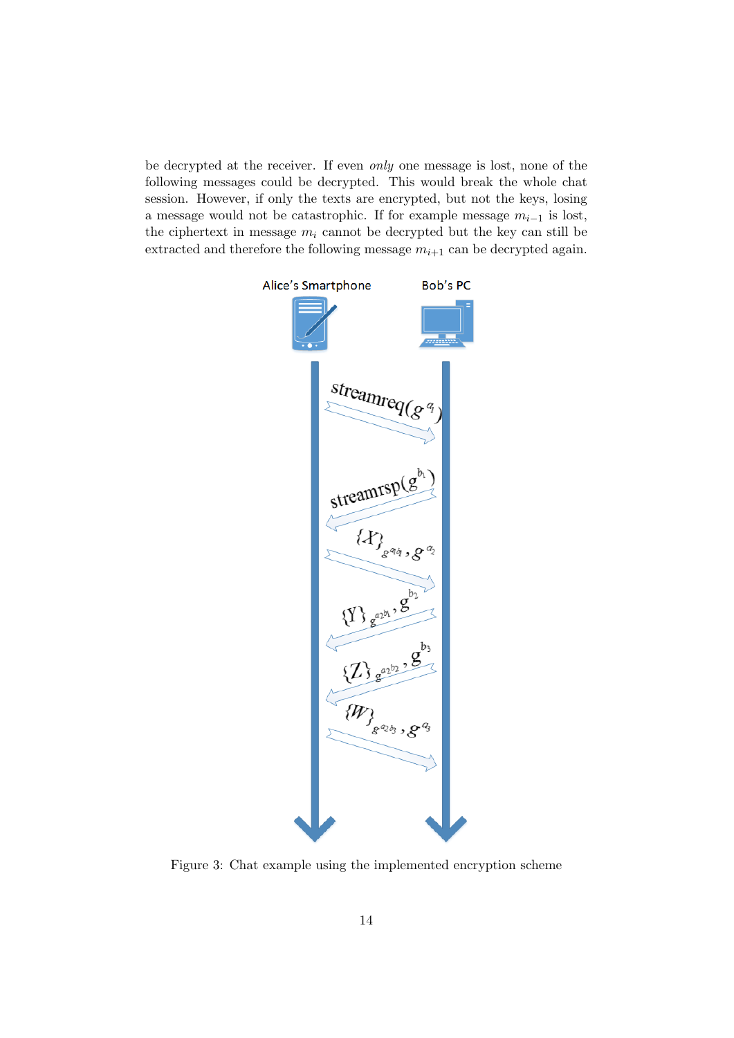be decrypted at the receiver. If even *only* one message is lost, none of the following messages could be decrypted. This would break the whole chat session. However, if only the texts are encrypted, but not the keys, losing a message would not be catastrophic. If for example message $m_{i-1}$ is lost, the ciphertext in message $m_i$ cannot be decrypted but the key can still be extracted and therefore the following message $m_{i+1}$ can be decrypted again.

Alice's Smartphone

Bob's PC

streamreq($g^{a_1}$)

streamrsp($g^{b_1}$)

$\{X\}_{g^{a_1 b_1}}, g^{a_2}$

$\{Y\}_{g^{a_2 b_1}}, g^{b_2}$

$\{Z\}_{g^{a_2 b_2}}, g^{b_3}$

$\{W\}_{g^{a_2 b_3}}, g^{a_3}$

Figure 3: Chat example using the implemented encryption scheme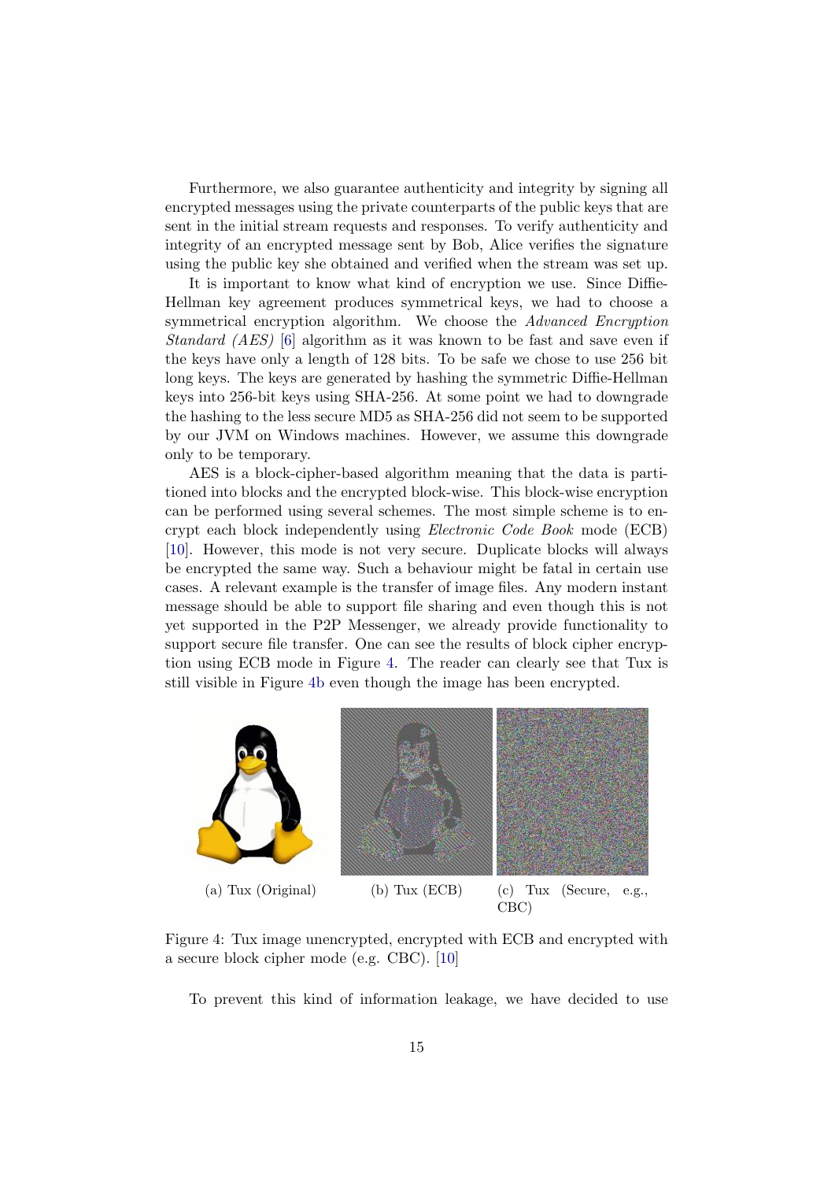Furthermore, we also guarantee authenticity and integrity by signing all encrypted messages using the private counterparts of the public keys that are sent in the initial stream requests and responses. To verify authenticity and integrity of an encrypted message sent by Bob, Alice verifies the signature using the public key she obtained and verified when the stream was set up.

It is important to know what kind of encryption we use. Since Diffie-Hellman key agreement produces symmetrical keys, we had to choose a symmetrical encryption algorithm. We choose the *Advanced Encryption Standard (AES)* [6] algorithm as it was known to be fast and save even if the keys have only a length of 128 bits. To be safe we chose to use 256 bit long keys. The keys are generated by hashing the symmetric Diffie-Hellman keys into 256-bit keys using SHA-256. At some point we had to downgrade the hashing to the less secure MD5 as SHA-256 did not seem to be supported by our JVM on Windows machines. However, we assume this downgrade only to be temporary.

AES is a block-cipher-based algorithm meaning that the data is partitioned into blocks and the encrypted block-wise. This block-wise encryption can be performed using several schemes. The most simple scheme is to encrypt each block independently using *Electronic Code Book* mode (ECB) [10]. However, this mode is not very secure. Duplicate blocks will always be encrypted the same way. Such a behaviour might be fatal in certain use cases. A relevant example is the transfer of image files. Any modern instant message should be able to support file sharing and even though this is not yet supported in the P2P Messenger, we already provide functionality to support secure file transfer. One can see the results of block cipher encryption using ECB mode in Figure 4. The reader can clearly see that Tux is still visible in Figure 4b even though the image has been encrypted.

(a) Tux (Original)

(b) Tux (ECB)

(c) Tux (Secure, e.g., CBC)

Figure 4: Tux image unencrypted, encrypted with ECB and encrypted with a secure block cipher mode (e.g. CBC). [10]

To prevent this kind of information leakage, we have decided to use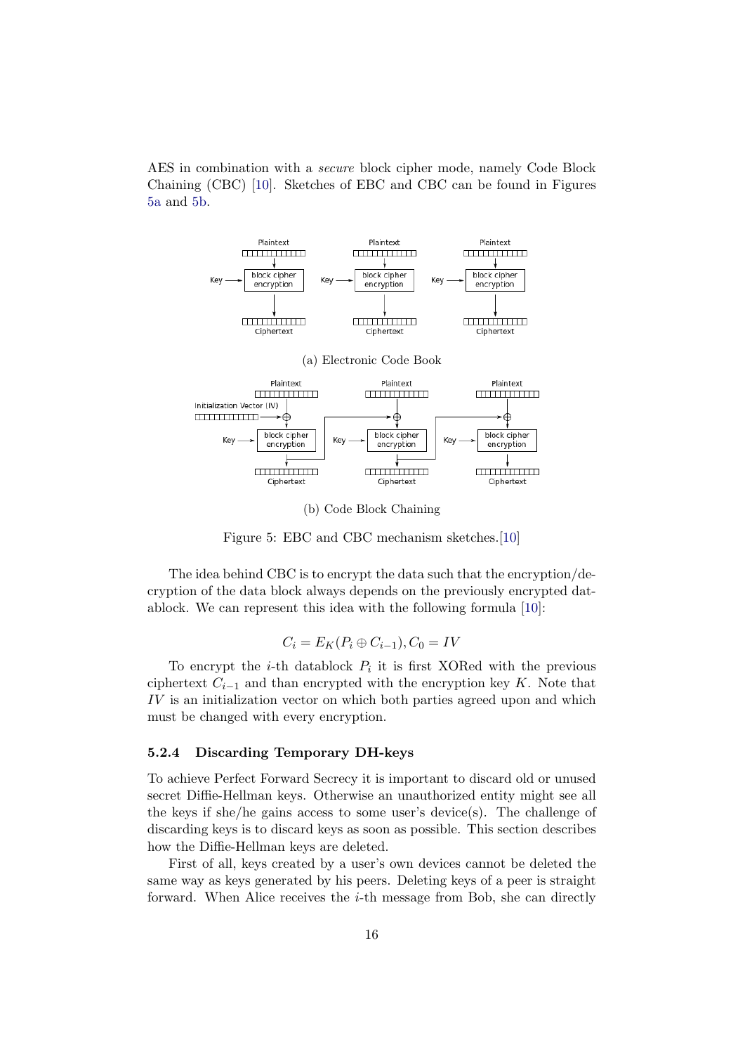AES in combination with a *secure* block cipher mode, namely Code Block Chaining (CBC) [10]. Sketches of EBC and CBC can be found in Figures 5a and 5b.

Plaintext
Key
block cipher encryption
Ciphertext

(a) Electronic Code Book

Plaintext
Initialization Vector (IV)
Key
block cipher encryption
Ciphertext

(b) Code Block Chaining

Figure 5: EBC and CBC mechanism sketches.[10]

The idea behind CBC is to encrypt the data such that the encryption/decryption of the data block always depends on the previously encrypted datablock. We can represent this idea with the following formula [10]:

$$C_i = E_K(P_i \oplus C_{i-1}), C_0 = IV$$

To encrypt the $i$-th datablock $P_i$ it is first XORed with the previous ciphertext $C_{i-1}$ and than encrypted with the encryption key $K$. Note that $IV$ is an initialization vector on which both parties agreed upon and which must be changed with every encryption.

### 5.2.4 Discarding Temporary DH-keys

To achieve Perfect Forward Secrecy it is important to discard old or unused secret Diffie-Hellman keys. Otherwise an unauthorized entity might see all the keys if she/he gains access to some user's device(s). The challenge of discarding keys is to discard keys as soon as possible. This section describes how the Diffie-Hellman keys are deleted.

First of all, keys created by a user's own devices cannot be deleted the same way as keys generated by his peers. Deleting keys of a peer is straight forward. When Alice receives the $i$-th message from Bob, she can directly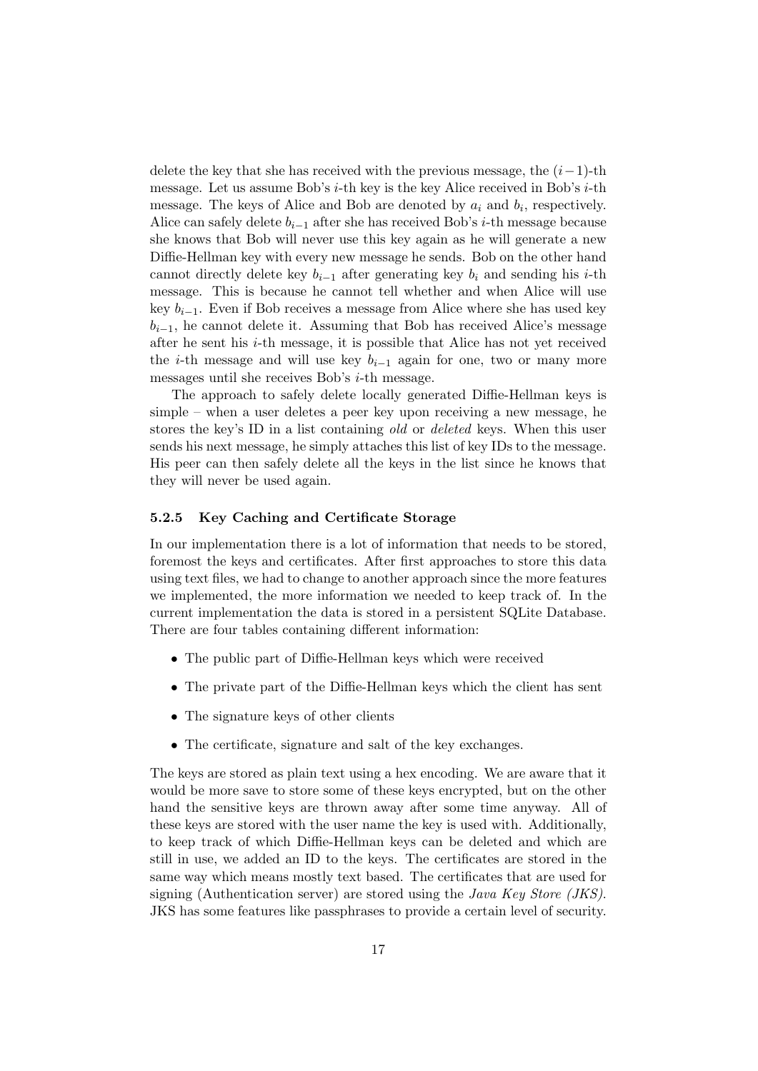delete the key that she has received with the previous message, the $(i-1)$-th message. Let us assume Bob's $i$-th key is the key Alice received in Bob's $i$-th message. The keys of Alice and Bob are denoted by $a_i$ and $b_i$, respectively. Alice can safely delete $b_{i-1}$ after she has received Bob's $i$-th message because she knows that Bob will never use this key again as he will generate a new Diffie-Hellman key with every new message he sends. Bob on the other hand cannot directly delete key $b_{i-1}$ after generating key $b_i$ and sending his $i$-th message. This is because he cannot tell whether and when Alice will use key $b_{i-1}$. Even if Bob receives a message from Alice where she has used key $b_{i-1}$, he cannot delete it. Assuming that Bob has received Alice's message after he sent his $i$-th message, it is possible that Alice has not yet received the $i$-th message and will use key $b_{i-1}$ again for one, two or many more messages until she receives Bob's $i$-th message.

The approach to safely delete locally generated Diffie-Hellman keys is simple – when a user deletes a peer key upon receiving a new message, he stores the key's ID in a list containing *old* or *deleted* keys. When this user sends his next message, he simply attaches this list of key IDs to the message. His peer can then safely delete all the keys in the list since he knows that they will never be used again.

### 5.2.5 Key Caching and Certificate Storage

In our implementation there is a lot of information that needs to be stored, foremost the keys and certificates. After first approaches to store this data using text files, we had to change to another approach since the more features we implemented, the more information we needed to keep track of. In the current implementation the data is stored in a persistent SQLite Database. There are four tables containing different information:

- The public part of Diffie-Hellman keys which were received
- The private part of the Diffie-Hellman keys which the client has sent
- The signature keys of other clients
- The certificate, signature and salt of the key exchanges.

The keys are stored as plain text using a hex encoding. We are aware that it would be more save to store some of these keys encrypted, but on the other hand the sensitive keys are thrown away after some time anyway. All of these keys are stored with the user name the key is used with. Additionally, to keep track of which Diffie-Hellman keys can be deleted and which are still in use, we added an ID to the keys. The certificates are stored in the same way which means mostly text based. The certificates that are used for signing (Authentication server) are stored using the *Java Key Store (JKS)*. JKS has some features like passphrases to provide a certain level of security.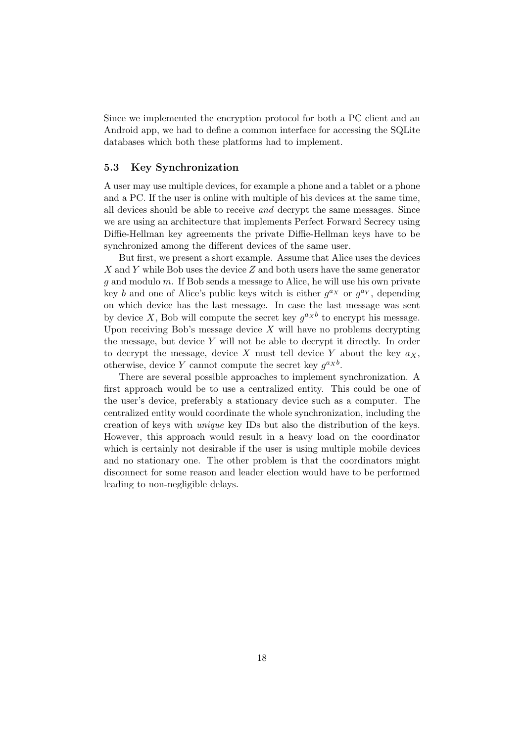Since we implemented the encryption protocol for both a PC client and an Android app, we had to define a common interface for accessing the SQLite databases which both these platforms had to implement.

### 5.3 Key Synchronization

A user may use multiple devices, for example a phone and a tablet or a phone and a PC. If the user is online with multiple of his devices at the same time, all devices should be able to receive *and* decrypt the same messages. Since we are using an architecture that implements Perfect Forward Secrecy using Diffie-Hellman key agreements the private Diffie-Hellman keys have to be synchronized among the different devices of the same user.

But first, we present a short example. Assume that Alice uses the devices $X$ and $Y$ while Bob uses the device $Z$ and both users have the same generator $g$ and modulo $m$. If Bob sends a message to Alice, he will use his own private key $b$ and one of Alice's public keys witch is either $g^{a_X}$ or $g^{a_Y}$, depending on which device has the last message. In case the last message was sent by device $X$, Bob will compute the secret key $g^{a_X b}$ to encrypt his message. Upon receiving Bob's message device $X$ will have no problems decrypting the message, but device $Y$ will not be able to decrypt it directly. In order to decrypt the message, device $X$ must tell device $Y$ about the key $a_X$, otherwise, device $Y$ cannot compute the secret key $g^{a_X b}$.

There are several possible approaches to implement synchronization. A first approach would be to use a centralized entity. This could be one of the user's device, preferably a stationary device such as a computer. The centralized entity would coordinate the whole synchronization, including the creation of keys with *unique* key IDs but also the distribution of the keys. However, this approach would result in a heavy load on the coordinator which is certainly not desirable if the user is using multiple mobile devices and no stationary one. The other problem is that the coordinators might disconnect for some reason and leader election would have to be performed leading to non-negligible delays.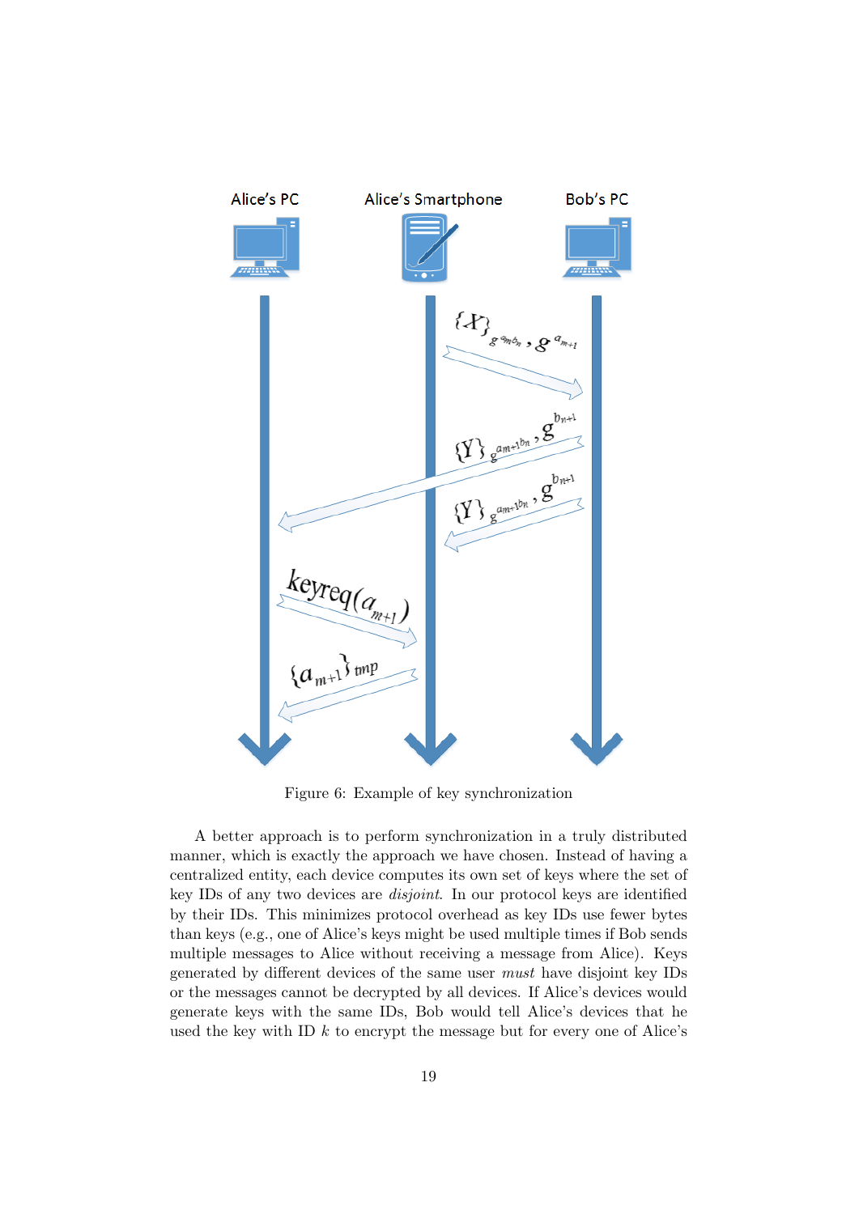Alice's PC

Alice's Smartphone

Bob's PC

$\{X\}_{g^{a_m b_n}}, g^{a_{m+1}}$

$\{Y\}_{g^{a_{m+1} b_n}}, g^{b_{n+1}}$

$\{Y\}_{g^{a_{m+1} b_n}}, g^{b_{n+1}}$

keyreq($a_{m+1}$)

$\{a_{m+1}\}_{tmp}$

Figure 6: Example of key synchronization

A better approach is to perform synchronization in a truly distributed manner, which is exactly the approach we have chosen. Instead of having a centralized entity, each device computes its own set of keys where the set of key IDs of any two devices are *disjoint*. In our protocol keys are identified by their IDs. This minimizes protocol overhead as key IDs use fewer bytes than keys (e.g., one of Alice's keys might be used multiple times if Bob sends multiple messages to Alice without receiving a message from Alice). Keys generated by different devices of the same user *must* have disjoint key IDs or the messages cannot be decrypted by all devices. If Alice's devices would generate keys with the same IDs, Bob would tell Alice's devices that he used the key with ID $k$ to encrypt the message but for every one of Alice's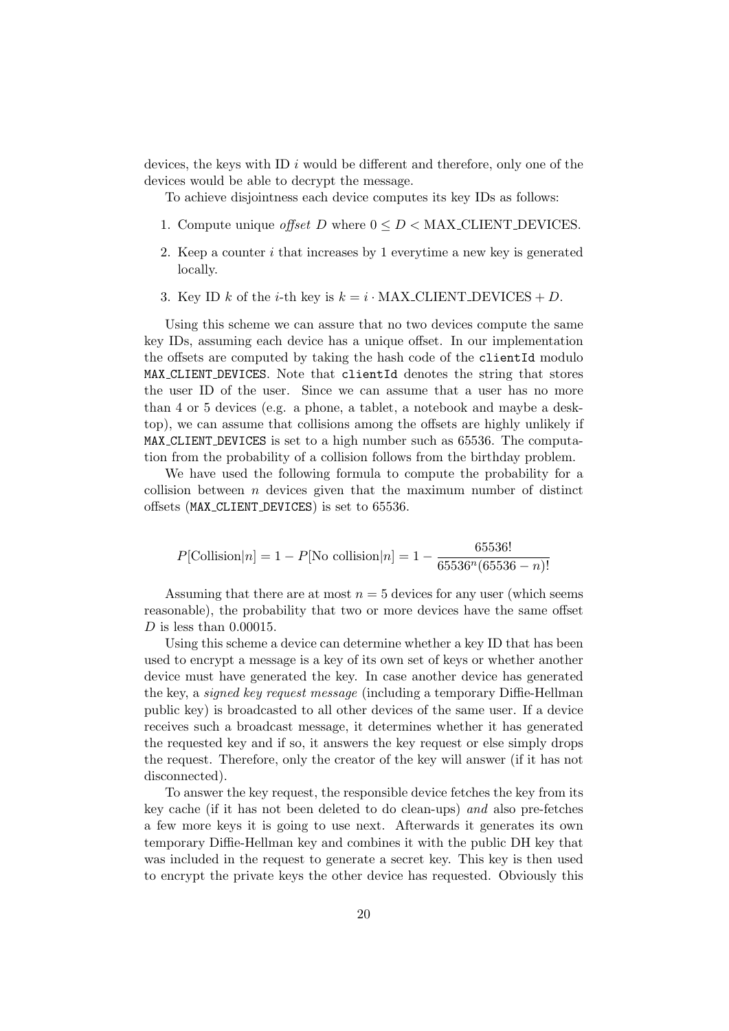devices, the keys with ID $i$ would be different and therefore, only one of the devices would be able to decrypt the message.

To achieve disjointness each device computes its key IDs as follows:

1. Compute unique *offset* $D$ where $0 \leq D < \text{MAX\_CLIENT\_DEVICES}$.
2. Keep a counter $i$ that increases by 1 everytime a new key is generated locally.
3. Key ID $k$ of the $i$-th key is $k = i \cdot \text{MAX\_CLIENT\_DEVICES} + D$.

Using this scheme we can assure that no two devices compute the same key IDs, assuming each device has a unique offset. In our implementation the offsets are computed by taking the hash code of the `clientId` modulo `MAX_CLIENT_DEVICES`. Note that `clientId` denotes the string that stores the user ID of the user. Since we can assume that a user has no more than 4 or 5 devices (e.g. a phone, a tablet, a notebook and maybe a desktop), we can assume that collisions among the offsets are highly unlikely if `MAX_CLIENT_DEVICES` is set to a high number such as 65536. The computation from the probability of a collision follows from the birthday problem.

We have used the following formula to compute the probability for a collision between $n$ devices given that the maximum number of distinct offsets (`MAX_CLIENT_DEVICES`) is set to 65536.

$$P[\text{Collision}|n] = 1 - P[\text{No collision}|n] = 1 - \frac{65536!}{65536^n(65536 - n)!}$$

Assuming that there are at most $n = 5$ devices for any user (which seems reasonable), the probability that two or more devices have the same offset $D$ is less than 0.00015.

Using this scheme a device can determine whether a key ID that has been used to encrypt a message is a key of its own set of keys or whether another device must have generated the key. In case another device has generated the key, a *signed key request message* (including a temporary Diffie-Hellman public key) is broadcasted to all other devices of the same user. If a device receives such a broadcast message, it determines whether it has generated the requested key and if so, it answers the key request or else simply drops the request. Therefore, only the creator of the key will answer (if it has not disconnected).

To answer the key request, the responsible device fetches the key from its key cache (if it has not been deleted to do clean-ups) *and* also pre-fetches a few more keys it is going to use next. Afterwards it generates its own temporary Diffie-Hellman key and combines it with the public DH key that was included in the request to generate a secret key. This key is then used to encrypt the private keys the other device has requested. Obviously this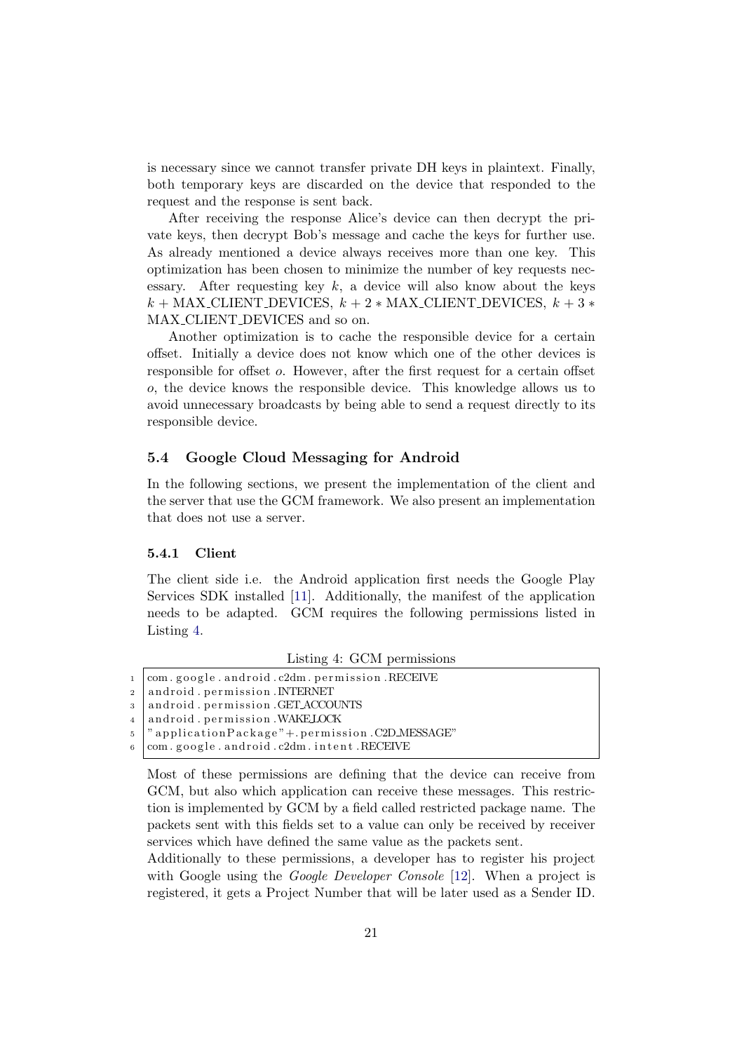is necessary since we cannot transfer private DH keys in plaintext. Finally, both temporary keys are discarded on the device that responded to the request and the response is sent back.

After receiving the response Alice's device can then decrypt the private keys, then decrypt Bob's message and cache the keys for further use. As already mentioned a device always receives more than one key. This optimization has been chosen to minimize the number of key requests necessary. After requesting key $k$, a device will also know about the keys $k$ + MAX_CLIENT_DEVICES, $k + 2 *$ MAX_CLIENT_DEVICES, $k + 3 *$ MAX_CLIENT_DEVICES and so on.

Another optimization is to cache the responsible device for a certain offset. Initially a device does not know which one of the other devices is responsible for offset $o$. However, after the first request for a certain offset $o$, the device knows the responsible device. This knowledge allows us to avoid unnecessary broadcasts by being able to send a request directly to its responsible device.

### 5.4 Google Cloud Messaging for Android

In the following sections, we present the implementation of the client and the server that use the GCM framework. We also present an implementation that does not use a server.

#### 5.4.1 Client

The client side i.e. the Android application first needs the Google Play Services SDK installed [11]. Additionally, the manifest of the application needs to be adapted. GCM requires the following permissions listed in Listing 4.

Listing 4: GCM permissions

```
com.google.android.c2dm.permission.RECEIVE
android.permission.INTERNET
android.permission.GET_ACCOUNTS
android.permission.WAKE_LOCK
"applicationPackage"+.permission.C2D_MESSAGE"
com.google.android.c2dm.intent.RECEIVE
```

Most of these permissions are defining that the device can receive from GCM, but also which application can receive these messages. This restriction is implemented by GCM by a field called restricted package name. The packets sent with this fields set to a value can only be received by receiver services which have defined the same value as the packets sent.
Additionally to these permissions, a developer has to register his project with Google using the *Google Developer Console* [12]. When a project is registered, it gets a Project Number that will be later used as a Sender ID.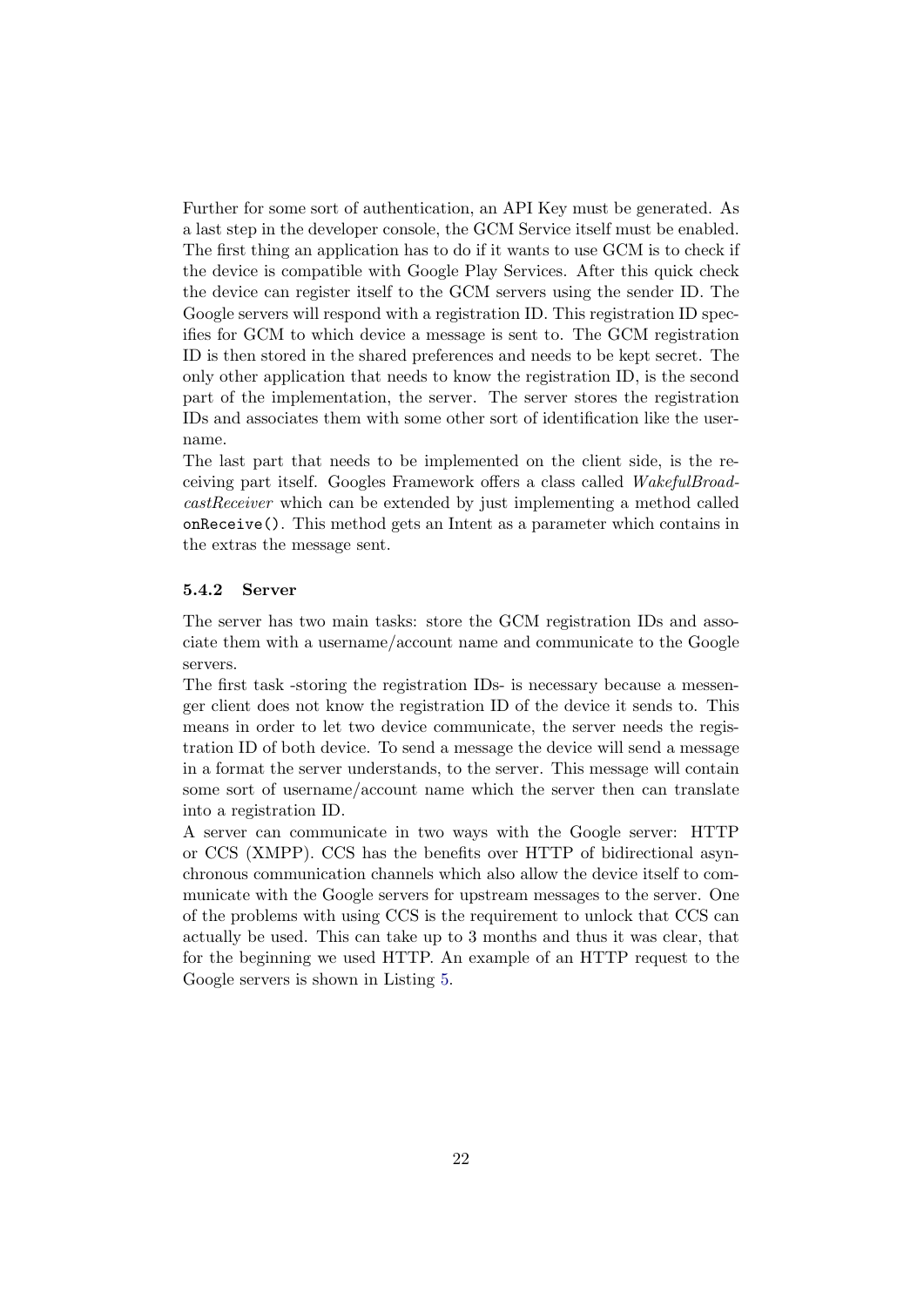Further for some sort of authentication, an API Key must be generated. As a last step in the developer console, the GCM Service itself must be enabled. The first thing an application has to do if it wants to use GCM is to check if the device is compatible with Google Play Services. After this quick check the device can register itself to the GCM servers using the sender ID. The Google servers will respond with a registration ID. This registration ID specifies for GCM to which device a message is sent to. The GCM registration ID is then stored in the shared preferences and needs to be kept secret. The only other application that needs to know the registration ID, is the second part of the implementation, the server. The server stores the registration IDs and associates them with some other sort of identification like the username.

The last part that needs to be implemented on the client side, is the receiving part itself. Googles Framework offers a class called *WakefulBroadcastReceiver* which can be extended by just implementing a method called `onReceive()`. This method gets an Intent as a parameter which contains in the extras the message sent.

### 5.4.2 Server

The server has two main tasks: store the GCM registration IDs and associate them with a username/account name and communicate to the Google servers.

The first task -storing the registration IDs- is necessary because a messenger client does not know the registration ID of the device it sends to. This means in order to let two device communicate, the server needs the registration ID of both device. To send a message the device will send a message in a format the server understands, to the server. This message will contain some sort of username/account name which the server then can translate into a registration ID.

A server can communicate in two ways with the Google server: HTTP or CCS (XMPP). CCS has the benefits over HTTP of bidirectional asynchronous communication channels which also allow the device itself to communicate with the Google servers for upstream messages to the server. One of the problems with using CCS is the requirement to unlock that CCS can actually be used. This can take up to 3 months and thus it was clear, that for the beginning we used HTTP. An example of an HTTP request to the Google servers is shown in Listing 5.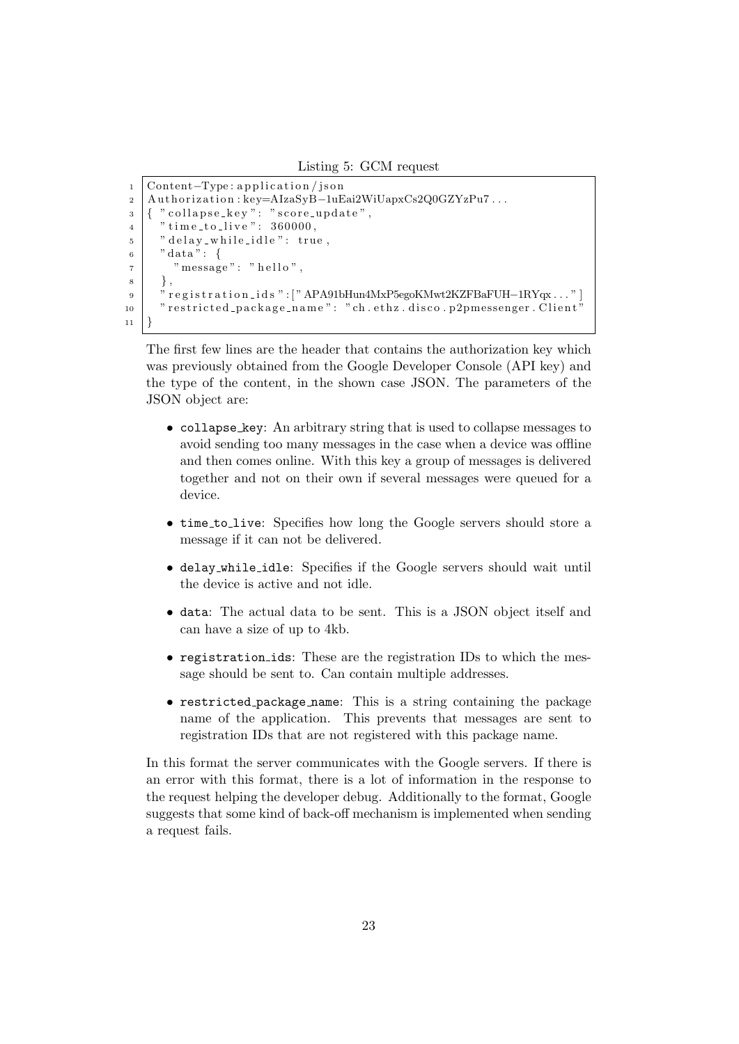Listing 5: GCM request

```
Content-Type:application/json
Authorization:key=AIzaSyB-1uEai2WiUapxCs2Q0GZYzPu7...
{ "collapse_key": "score_update",
  "time_to_live": 360000,
  "delay_while_idle": true,
  "data": {
    "message": "hello",
  },
  "registration_ids":["APA91bHun4MxP5egoKMwt2KZFBaFUH-1RYqx..."]
  "restricted_package_name": "ch.ethz.disco.p2pmessenger.Client"
}
```

The first few lines are the header that contains the authorization key which was previously obtained from the Google Developer Console (API key) and the type of the content, in the shown case JSON. The parameters of the JSON object are:

- `collapse_key`: An arbitrary string that is used to collapse messages to avoid sending too many messages in the case when a device was offline and then comes online. With this key a group of messages is delivered together and not on their own if several messages were queued for a device.
- `time_to_live`: Specifies how long the Google servers should store a message if it can not be delivered.
- `delay_while_idle`: Specifies if the Google servers should wait until the device is active and not idle.
- `data`: The actual data to be sent. This is a JSON object itself and can have a size of up to 4kb.
- `registration_ids`: These are the registration IDs to which the message should be sent to. Can contain multiple addresses.
- `restricted_package_name`: This is a string containing the package name of the application. This prevents that messages are sent to registration IDs that are not registered with this package name.

In this format the server communicates with the Google servers. If there is an error with this format, there is a lot of information in the response to the request helping the developer debug. Additionally to the format, Google suggests that some kind of back-off mechanism is implemented when sending a request fails.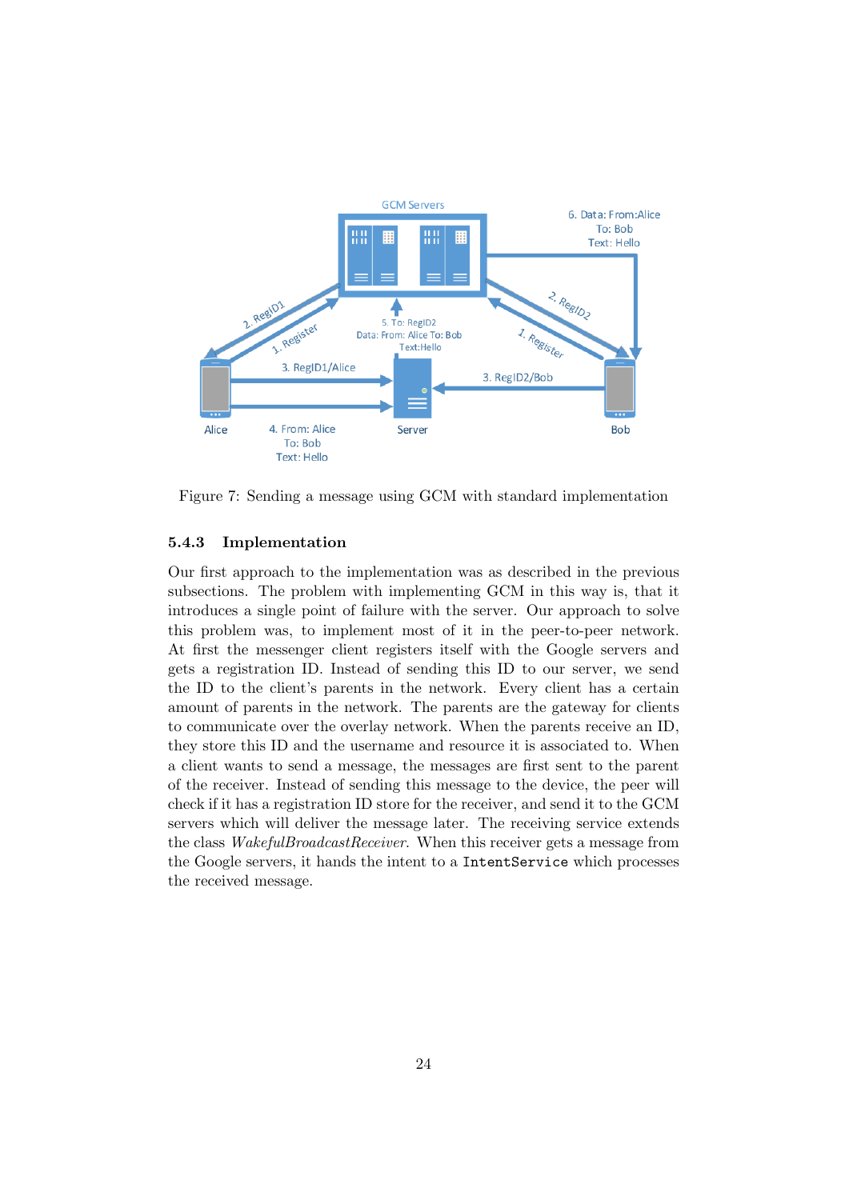GCM Servers

6. Data: From:Alice
To: Bob
Text: Hello

2. RegID1

1. Register

2. RegID2

1. Register

5. To: RegID2
Data: From: Alice To: Bob
Text:Hello

3. RegID1/Alice

3. RegID2/Bob

Alice

Server

Bob

4. From: Alice
To: Bob
Text: Hello

Figure 7: Sending a message using GCM with standard implementation

### 5.4.3 Implementation

Our first approach to the implementation was as described in the previous subsections. The problem with implementing GCM in this way is, that it introduces a single point of failure with the server. Our approach to solve this problem was, to implement most of it in the peer-to-peer network. At first the messenger client registers itself with the Google servers and gets a registration ID. Instead of sending this ID to our server, we send the ID to the client's parents in the network. Every client has a certain amount of parents in the network. The parents are the gateway for clients to communicate over the overlay network. When the parents receive an ID, they store this ID and the username and resource it is associated to. When a client wants to send a message, the messages are first sent to the parent of the receiver. Instead of sending this message to the device, the peer will check if it has a registration ID store for the receiver, and send it to the GCM servers which will deliver the message later. The receiving service extends the class *WakefulBroadcastReceiver*. When this receiver gets a message from the Google servers, it hands the intent to a `IntentService` which processes the received message.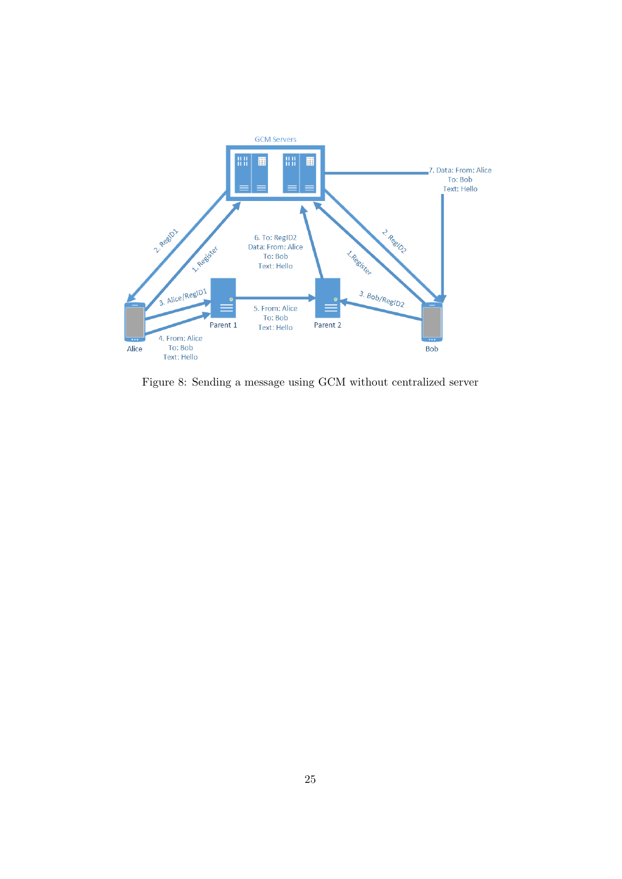GCM Servers

7. Data: From: Alice
To: Bob
Text: Hello

2. RegID1

1. Register

6. To: RegID2
Data: From: Alice
To: Bob
Text: Hello

1.Register

2. RegID2

3. Alice/RegID1

5. From: Alice
To: Bob
Text: Hello

3. Bob/RegID2

Parent 1

Parent 2

Alice

4. From: Alice
To: Bob
Text: Hello

Bob

Figure 8: Sending a message using GCM without centralized server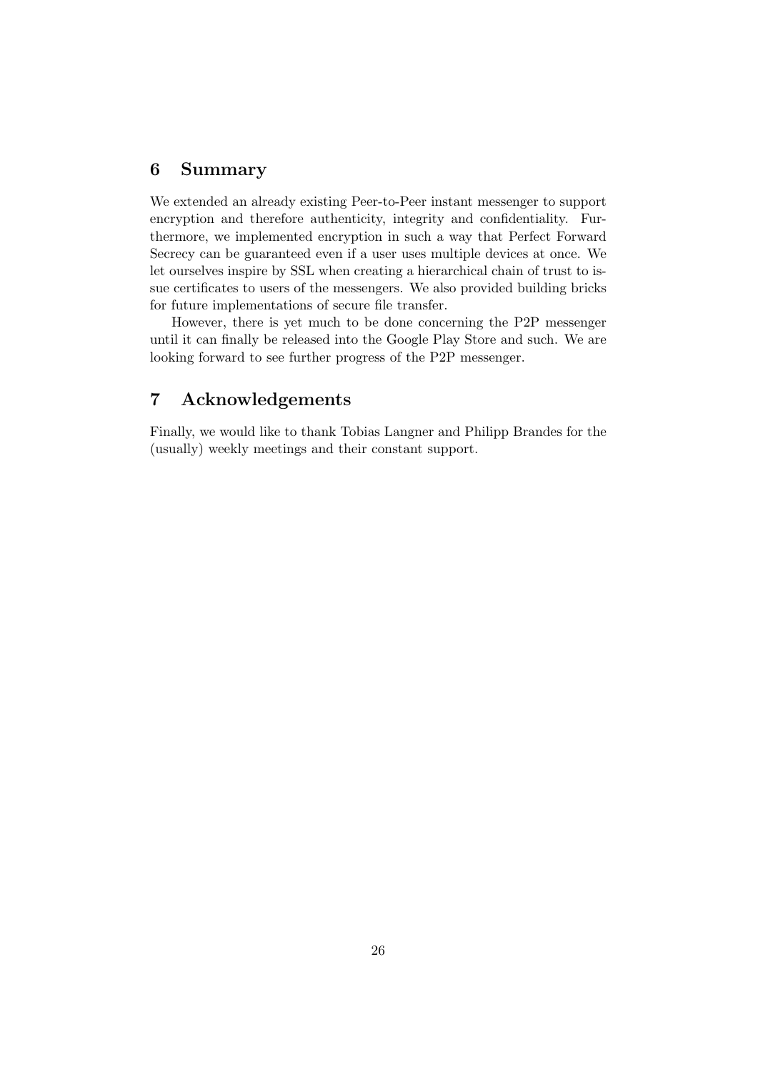## 6 Summary

We extended an already existing Peer-to-Peer instant messenger to support encryption and therefore authenticity, integrity and confidentiality. Furthermore, we implemented encryption in such a way that Perfect Forward Secrecy can be guaranteed even if a user uses multiple devices at once. We let ourselves inspire by SSL when creating a hierarchical chain of trust to issue certificates to users of the messengers. We also provided building bricks for future implementations of secure file transfer.

However, there is yet much to be done concerning the P2P messenger until it can finally be released into the Google Play Store and such. We are looking forward to see further progress of the P2P messenger.

## 7 Acknowledgements

Finally, we would like to thank Tobias Langner and Philipp Brandes for the (usually) weekly meetings and their constant support.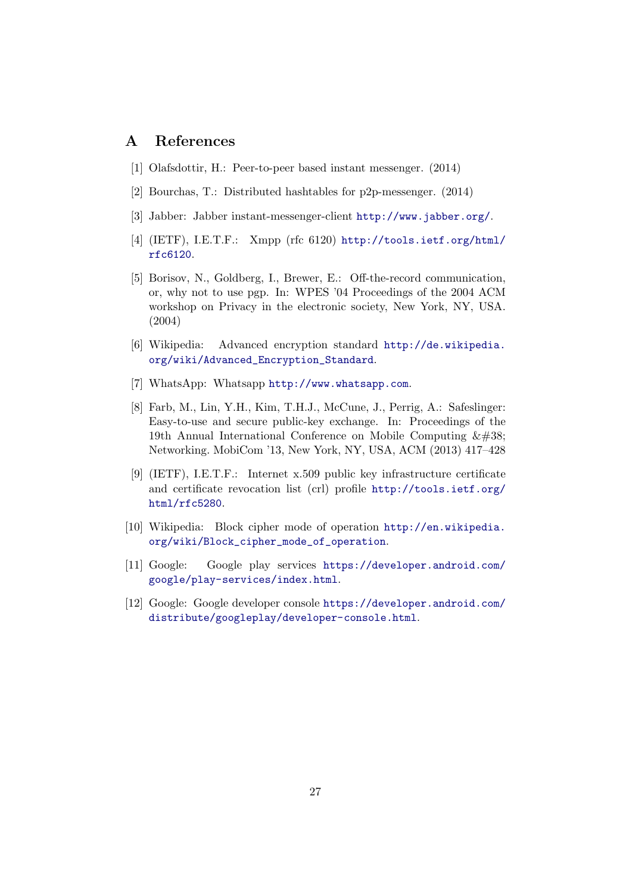# A References

[1] Olafsdottir, H.: Peer-to-peer based instant messenger. (2014)

[2] Bourchas, T.: Distributed hashtables for p2p-messenger. (2014)

[3] Jabber: Jabber instant-messenger-client http://www.jabber.org/.

[4] (IETF), I.E.T.F.: Xmpp (rfc 6120) http://tools.ietf.org/html/rfc6120.

[5] Borisov, N., Goldberg, I., Brewer, E.: Off-the-record communication, or, why not to use pgp. In: WPES '04 Proceedings of the 2004 ACM workshop on Privacy in the electronic society, New York, NY, USA. (2004)

[6] Wikipedia: Advanced encryption standard http://de.wikipedia.org/wiki/Advanced_Encryption_Standard.

[7] WhatsApp: Whatsapp http://www.whatsapp.com.

[8] Farb, M., Lin, Y.H., Kim, T.H.J., McCune, J., Perrig, A.: Safeslinger: Easy-to-use and secure public-key exchange. In: Proceedings of the 19th Annual International Conference on Mobile Computing &#38; Networking. MobiCom '13, New York, NY, USA, ACM (2013) 417–428

[9] (IETF), I.E.T.F.: Internet x.509 public key infrastructure certificate and certificate revocation list (crl) profile http://tools.ietf.org/html/rfc5280.

[10] Wikipedia: Block cipher mode of operation http://en.wikipedia.org/wiki/Block_cipher_mode_of_operation.

[11] Google: Google play services https://developer.android.com/google/play-services/index.html.

[12] Google: Google developer console https://developer.android.com/distribute/googleplay/developer-console.html.